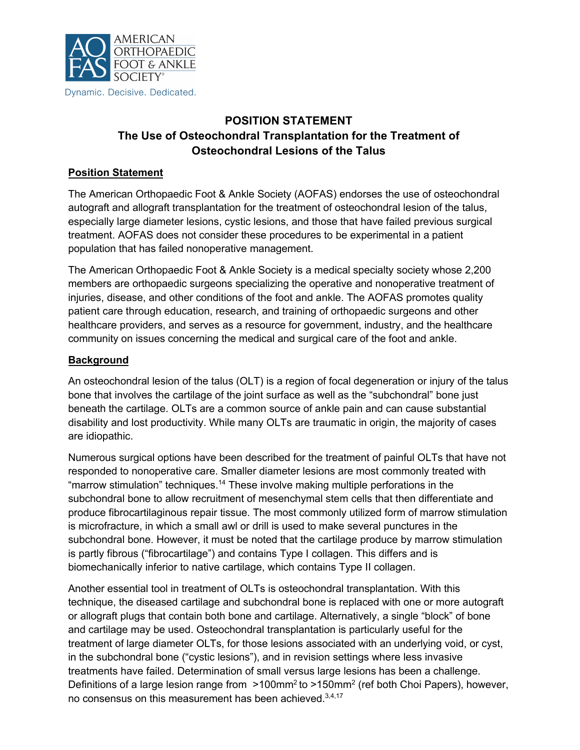# POSITION STATEMENT
## The Use of Osteochondral Transplantation for the Treatment of Osteochondral Lesions of the Talus

### Position Statement

The American Orthopaedic Foot & Ankle Society (AOFAS) endorses the use of osteochondral autograft and allograft transplantation for the treatment of osteochondral lesion of the talus, especially large diameter lesions, cystic lesions, and those that have failed previous surgical treatment. AOFAS does not consider these procedures to be experimental in a patient population that has failed nonoperative management.

The American Orthopaedic Foot & Ankle Society is a medical specialty society whose 2,200 members are orthopaedic surgeons specializing the operative and nonoperative treatment of injuries, disease, and other conditions of the foot and ankle. The AOFAS promotes quality patient care through education, research, and training of orthopaedic surgeons and other healthcare providers, and serves as a resource for government, industry, and the healthcare community on issues concerning the medical and surgical care of the foot and ankle.

### Background

An osteochondral lesion of the talus (OLT) is a region of focal degeneration or injury of the talus bone that involves the cartilage of the joint surface as well as the "subchondral" bone just beneath the cartilage. OLTs are a common source of ankle pain and can cause substantial disability and lost productivity. While many OLTs are traumatic in origin, the majority of cases are idiopathic.

Numerous surgical options have been described for the treatment of painful OLTs that have not responded to nonoperative care. Smaller diameter lesions are most commonly treated with "marrow stimulation" techniques.[14] These involve making multiple perforations in the subchondral bone to allow recruitment of mesenchymal stem cells that then differentiate and produce fibrocartilaginous repair tissue. The most commonly utilized form of marrow stimulation is microfracture, in which a small awl or drill is used to make several punctures in the subchondral bone. However, it must be noted that the cartilage produce by marrow stimulation is partly fibrous ("fibrocartilage") and contains Type I collagen. This differs and is biomechanically inferior to native cartilage, which contains Type II collagen.

Another essential tool in treatment of OLTs is osteochondral transplantation. With this technique, the diseased cartilage and subchondral bone is replaced with one or more autograft or allograft plugs that contain both bone and cartilage. Alternatively, a single "block" of bone and cartilage may be used. Osteochondral transplantation is particularly useful for the treatment of large diameter OLTs, for those lesions associated with an underlying void, or cyst, in the subchondral bone ("cystic lesions"), and in revision settings where less invasive treatments have failed. Determination of small versus large lesions has been a challenge. Definitions of a large lesion range from >100mm$^2$ to >150mm$^2$ (ref both Choi Papers), however, no consensus on this measurement has been achieved.[3,4,17]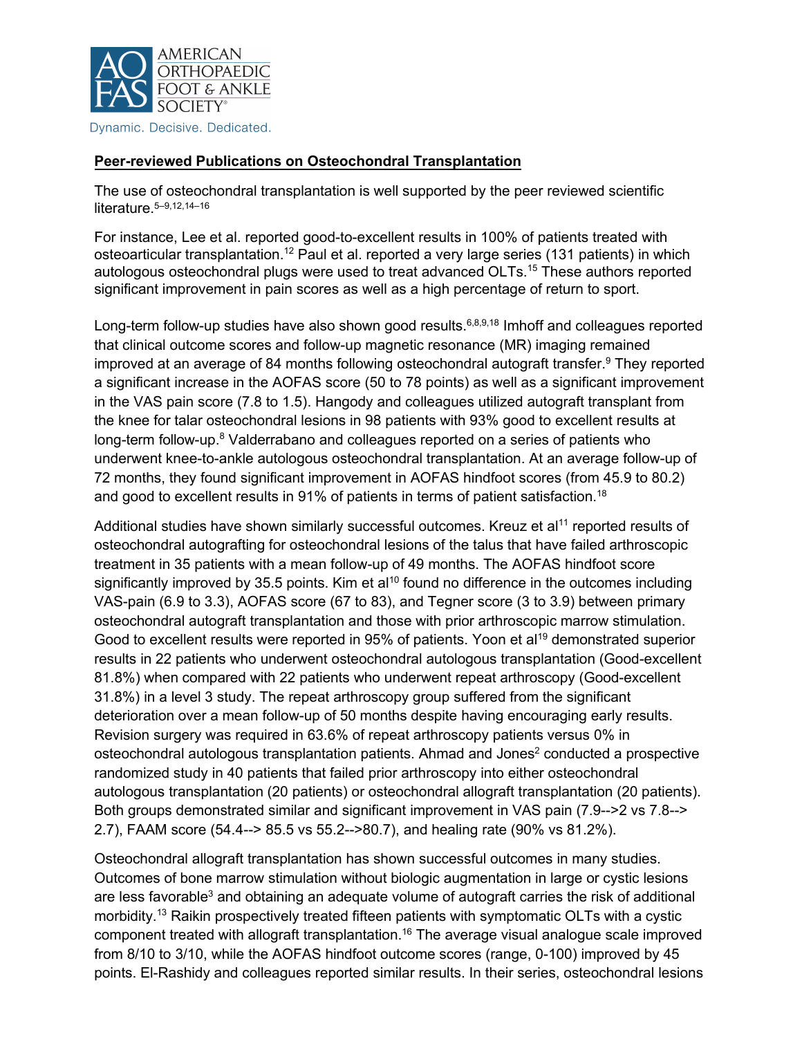## Peer-reviewed Publications on Osteochondral Transplantation

The use of osteochondral transplantation is well supported by the peer reviewed scientific literature.[5–9,12,14–16]

For instance, Lee et al. reported good-to-excellent results in 100% of patients treated with osteoarticular transplantation.[12] Paul et al. reported a very large series (131 patients) in which autologous osteochondral plugs were used to treat advanced OLTs.[15] These authors reported significant improvement in pain scores as well as a high percentage of return to sport.

Long-term follow-up studies have also shown good results.[6,8,9,18] Imhoff and colleagues reported that clinical outcome scores and follow-up magnetic resonance (MR) imaging remained improved at an average of 84 months following osteochondral autograft transfer.[9] They reported a significant increase in the AOFAS score (50 to 78 points) as well as a significant improvement in the VAS pain score (7.8 to 1.5). Hangody and colleagues utilized autograft transplant from the knee for talar osteochondral lesions in 98 patients with 93% good to excellent results at long-term follow-up.[8] Valderrabano and colleagues reported on a series of patients who underwent knee-to-ankle autologous osteochondral transplantation. At an average follow-up of 72 months, they found significant improvement in AOFAS hindfoot scores (from 45.9 to 80.2) and good to excellent results in 91% of patients in terms of patient satisfaction.[18]

Additional studies have shown similarly successful outcomes. Kreuz et al[11] reported results of osteochondral autografting for osteochondral lesions of the talus that have failed arthroscopic treatment in 35 patients with a mean follow-up of 49 months. The AOFAS hindfoot score significantly improved by 35.5 points. Kim et al[10] found no difference in the outcomes including VAS-pain (6.9 to 3.3), AOFAS score (67 to 83), and Tegner score (3 to 3.9) between primary osteochondral autograft transplantation and those with prior arthroscopic marrow stimulation. Good to excellent results were reported in 95% of patients. Yoon et al[19] demonstrated superior results in 22 patients who underwent osteochondral autologous transplantation (Good-excellent 81.8%) when compared with 22 patients who underwent repeat arthroscopy (Good-excellent 31.8%) in a level 3 study. The repeat arthroscopy group suffered from the significant deterioration over a mean follow-up of 50 months despite having encouraging early results. Revision surgery was required in 63.6% of repeat arthroscopy patients versus 0% in osteochondral autologous transplantation patients. Ahmad and Jones[2] conducted a prospective randomized study in 40 patients that failed prior arthroscopy into either osteochondral autologous transplantation (20 patients) or osteochondral allograft transplantation (20 patients). Both groups demonstrated similar and significant improvement in VAS pain (7.9-->2 vs 7.8--> 2.7), FAAM score (54.4--> 85.5 vs 55.2-->80.7), and healing rate (90% vs 81.2%).

Osteochondral allograft transplantation has shown successful outcomes in many studies. Outcomes of bone marrow stimulation without biologic augmentation in large or cystic lesions are less favorable[3] and obtaining an adequate volume of autograft carries the risk of additional morbidity.[13] Raikin prospectively treated fifteen patients with symptomatic OLTs with a cystic component treated with allograft transplantation.[16] The average visual analogue scale improved from 8/10 to 3/10, while the AOFAS hindfoot outcome scores (range, 0-100) improved by 45 points. El-Rashidy and colleagues reported similar results. In their series, osteochondral lesions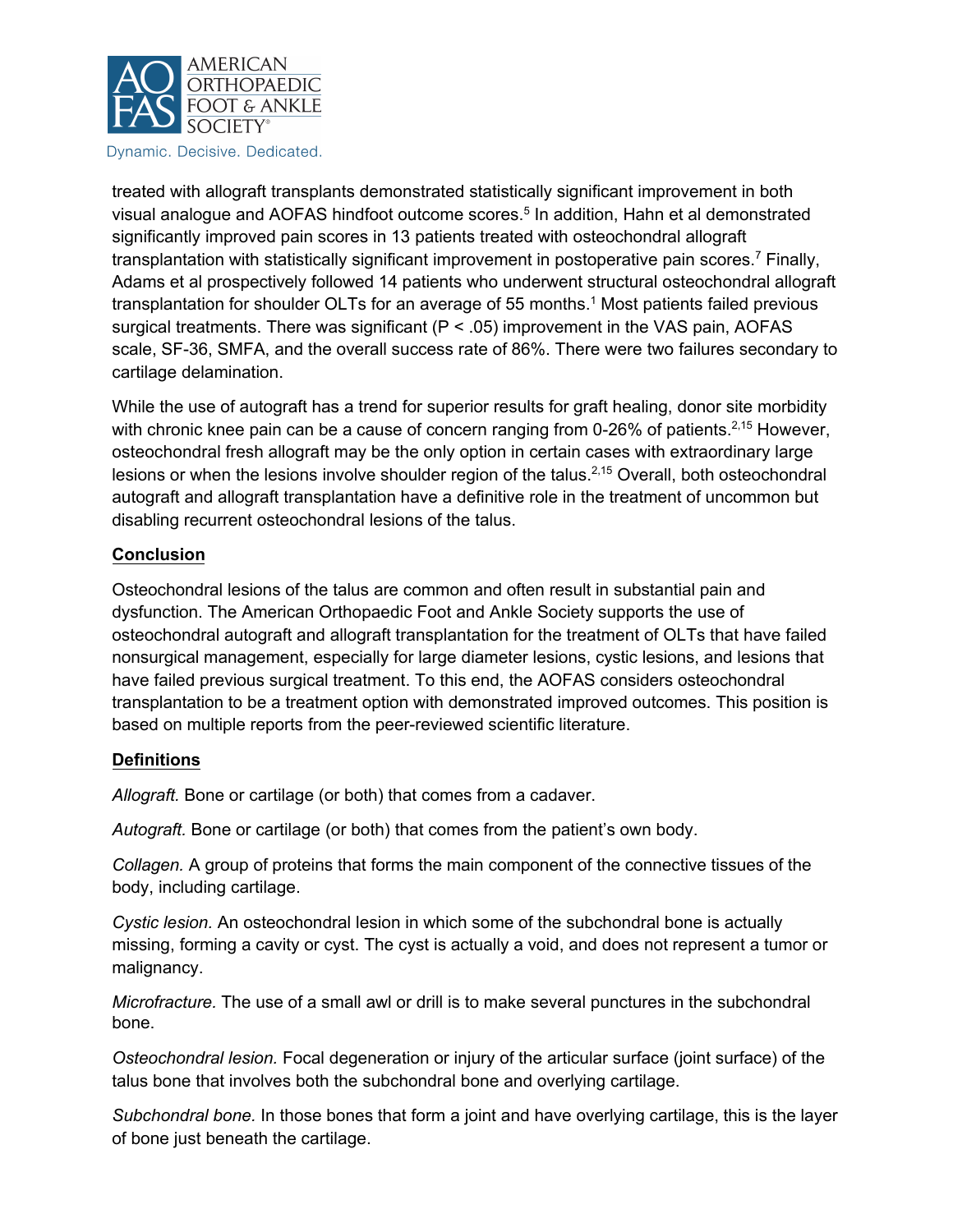treated with allograft transplants demonstrated statistically significant improvement in both visual analogue and AOFAS hindfoot outcome scores.[5] In addition, Hahn et al demonstrated significantly improved pain scores in 13 patients treated with osteochondral allograft transplantation with statistically significant improvement in postoperative pain scores.[7] Finally, Adams et al prospectively followed 14 patients who underwent structural osteochondral allograft transplantation for shoulder OLTs for an average of 55 months.[1] Most patients failed previous surgical treatments. There was significant ($P < .05$) improvement in the VAS pain, AOFAS scale, SF-36, SMFA, and the overall success rate of 86%. There were two failures secondary to cartilage delamination.

While the use of autograft has a trend for superior results for graft healing, donor site morbidity with chronic knee pain can be a cause of concern ranging from 0-26% of patients.[2,15] However, osteochondral fresh allograft may be the only option in certain cases with extraordinary large lesions or when the lesions involve shoulder region of the talus.[2,15] Overall, both osteochondral autograft and allograft transplantation have a definitive role in the treatment of uncommon but disabling recurrent osteochondral lesions of the talus.

## Conclusion

Osteochondral lesions of the talus are common and often result in substantial pain and dysfunction. The American Orthopaedic Foot and Ankle Society supports the use of osteochondral autograft and allograft transplantation for the treatment of OLTs that have failed nonsurgical management, especially for large diameter lesions, cystic lesions, and lesions that have failed previous surgical treatment. To this end, the AOFAS considers osteochondral transplantation to be a treatment option with demonstrated improved outcomes. This position is based on multiple reports from the peer-reviewed scientific literature.

## Definitions

*Allograft.* Bone or cartilage (or both) that comes from a cadaver.

*Autograft.* Bone or cartilage (or both) that comes from the patient's own body.

*Collagen.* A group of proteins that forms the main component of the connective tissues of the body, including cartilage.

*Cystic lesion.* An osteochondral lesion in which some of the subchondral bone is actually missing, forming a cavity or cyst. The cyst is actually a void, and does not represent a tumor or malignancy.

*Microfracture.* The use of a small awl or drill is to make several punctures in the subchondral bone.

*Osteochondral lesion.* Focal degeneration or injury of the articular surface (joint surface) of the talus bone that involves both the subchondral bone and overlying cartilage.

*Subchondral bone.* In those bones that form a joint and have overlying cartilage, this is the layer of bone just beneath the cartilage.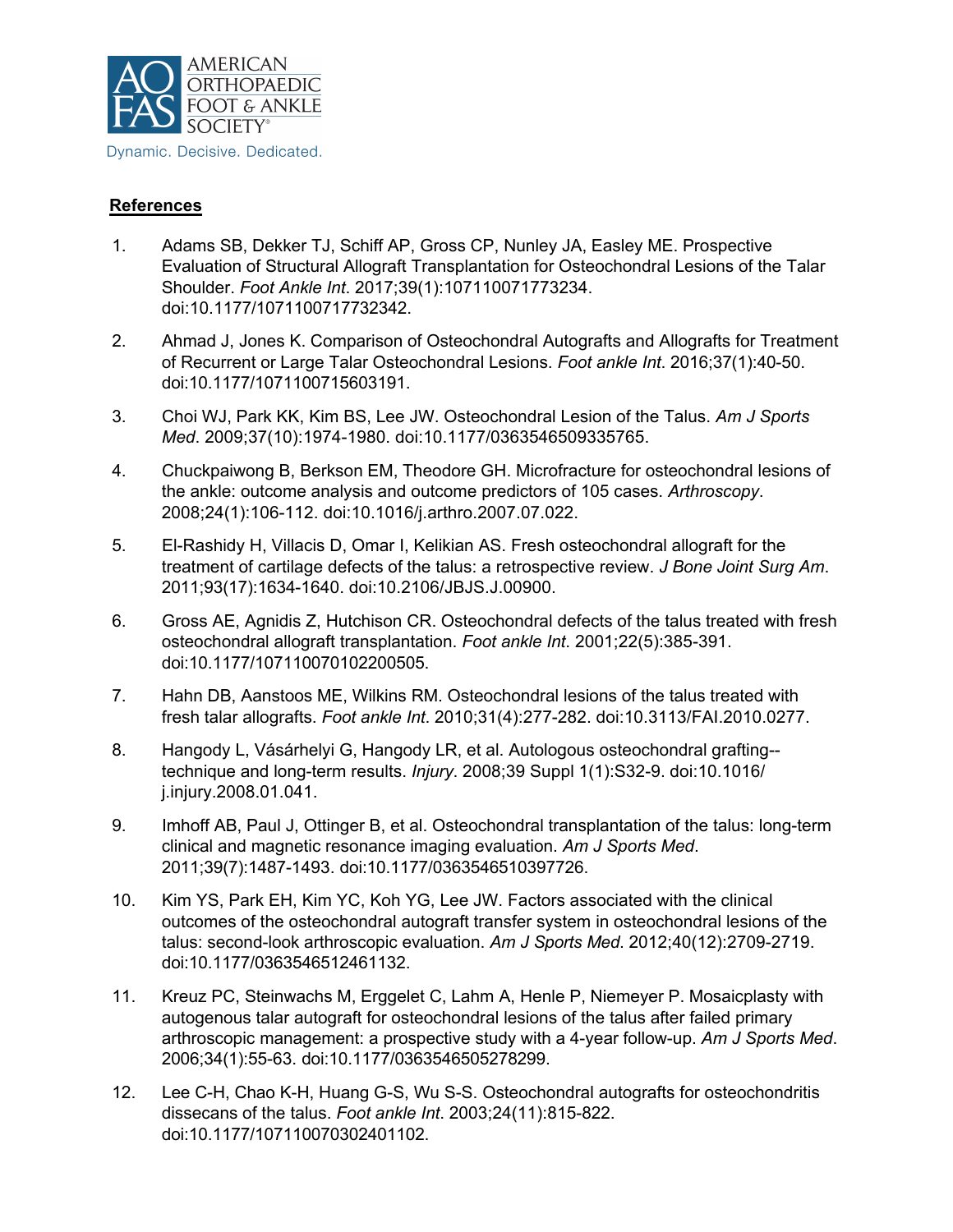## References

1. Adams SB, Dekker TJ, Schiff AP, Gross CP, Nunley JA, Easley ME. Prospective Evaluation of Structural Allograft Transplantation for Osteochondral Lesions of the Talar Shoulder. *Foot Ankle Int*. 2017;39(1):107110071773234. doi:10.1177/1071100717732342.

2. Ahmad J, Jones K. Comparison of Osteochondral Autografts and Allografts for Treatment of Recurrent or Large Talar Osteochondral Lesions. *Foot ankle Int*. 2016;37(1):40-50. doi:10.1177/1071100715603191.

3. Choi WJ, Park KK, Kim BS, Lee JW. Osteochondral Lesion of the Talus. *Am J Sports Med*. 2009;37(10):1974-1980. doi:10.1177/0363546509335765.

4. Chuckpaiwong B, Berkson EM, Theodore GH. Microfracture for osteochondral lesions of the ankle: outcome analysis and outcome predictors of 105 cases. *Arthroscopy*. 2008;24(1):106-112. doi:10.1016/j.arthro.2007.07.022.

5. El-Rashidy H, Villacis D, Omar I, Kelikian AS. Fresh osteochondral allograft for the treatment of cartilage defects of the talus: a retrospective review. *J Bone Joint Surg Am*. 2011;93(17):1634-1640. doi:10.2106/JBJS.J.00900.

6. Gross AE, Agnidis Z, Hutchison CR. Osteochondral defects of the talus treated with fresh osteochondral allograft transplantation. *Foot ankle Int*. 2001;22(5):385-391. doi:10.1177/107110070102200505.

7. Hahn DB, Aanstoos ME, Wilkins RM. Osteochondral lesions of the talus treated with fresh talar allografts. *Foot ankle Int*. 2010;31(4):277-282. doi:10.3113/FAI.2010.0277.

8. Hangody L, Vásárhelyi G, Hangody LR, et al. Autologous osteochondral grafting--technique and long-term results. *Injury*. 2008;39 Suppl 1(1):S32-9. doi:10.1016/j.injury.2008.01.041.

9. Imhoff AB, Paul J, Ottinger B, et al. Osteochondral transplantation of the talus: long-term clinical and magnetic resonance imaging evaluation. *Am J Sports Med*. 2011;39(7):1487-1493. doi:10.1177/0363546510397726.

10. Kim YS, Park EH, Kim YC, Koh YG, Lee JW. Factors associated with the clinical outcomes of the osteochondral autograft transfer system in osteochondral lesions of the talus: second-look arthroscopic evaluation. *Am J Sports Med*. 2012;40(12):2709-2719. doi:10.1177/0363546512461132.

11. Kreuz PC, Steinwachs M, Erggelet C, Lahm A, Henle P, Niemeyer P. Mosaicplasty with autogenous talar autograft for osteochondral lesions of the talus after failed primary arthroscopic management: a prospective study with a 4-year follow-up. *Am J Sports Med*. 2006;34(1):55-63. doi:10.1177/0363546505278299.

12. Lee C-H, Chao K-H, Huang G-S, Wu S-S. Osteochondral autografts for osteochondritis dissecans of the talus. *Foot ankle Int*. 2003;24(11):815-822. doi:10.1177/107110070302401102.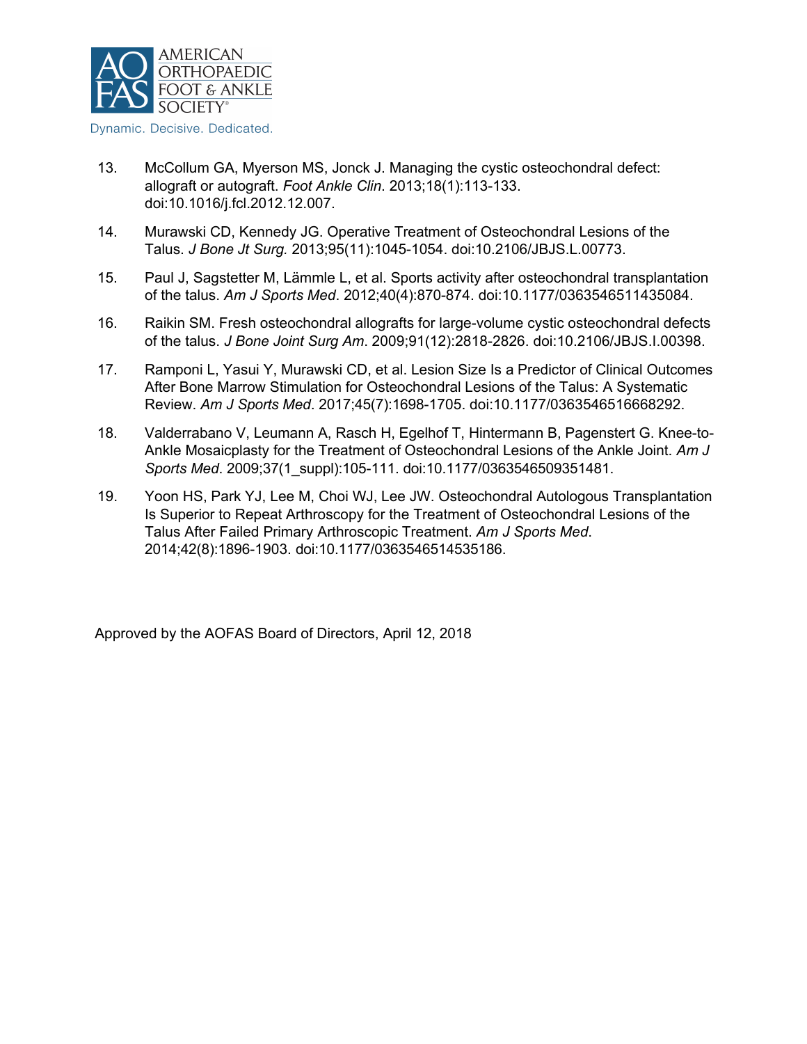13. McCollum GA, Myerson MS, Jonck J. Managing the cystic osteochondral defect: allograft or autograft. *Foot Ankle Clin*. 2013;18(1):113-133. doi:10.1016/j.fcl.2012.12.007.

14. Murawski CD, Kennedy JG. Operative Treatment of Osteochondral Lesions of the Talus. *J Bone Jt Surg.* 2013;95(11):1045-1054. doi:10.2106/JBJS.L.00773.

15. Paul J, Sagstetter M, Lämmle L, et al. Sports activity after osteochondral transplantation of the talus. *Am J Sports Med*. 2012;40(4):870-874. doi:10.1177/0363546511435084.

16. Raikin SM. Fresh osteochondral allografts for large-volume cystic osteochondral defects of the talus. *J Bone Joint Surg Am*. 2009;91(12):2818-2826. doi:10.2106/JBJS.I.00398.

17. Ramponi L, Yasui Y, Murawski CD, et al. Lesion Size Is a Predictor of Clinical Outcomes After Bone Marrow Stimulation for Osteochondral Lesions of the Talus: A Systematic Review. *Am J Sports Med*. 2017;45(7):1698-1705. doi:10.1177/0363546516668292.

18. Valderrabano V, Leumann A, Rasch H, Egelhof T, Hintermann B, Pagenstert G. Knee-to-Ankle Mosaicplasty for the Treatment of Osteochondral Lesions of the Ankle Joint. *Am J Sports Med*. 2009;37(1_suppl):105-111. doi:10.1177/0363546509351481.

19. Yoon HS, Park YJ, Lee M, Choi WJ, Lee JW. Osteochondral Autologous Transplantation Is Superior to Repeat Arthroscopy for the Treatment of Osteochondral Lesions of the Talus After Failed Primary Arthroscopic Treatment. *Am J Sports Med*. 2014;42(8):1896-1903. doi:10.1177/0363546514535186.

Approved by the AOFAS Board of Directors, April 12, 2018